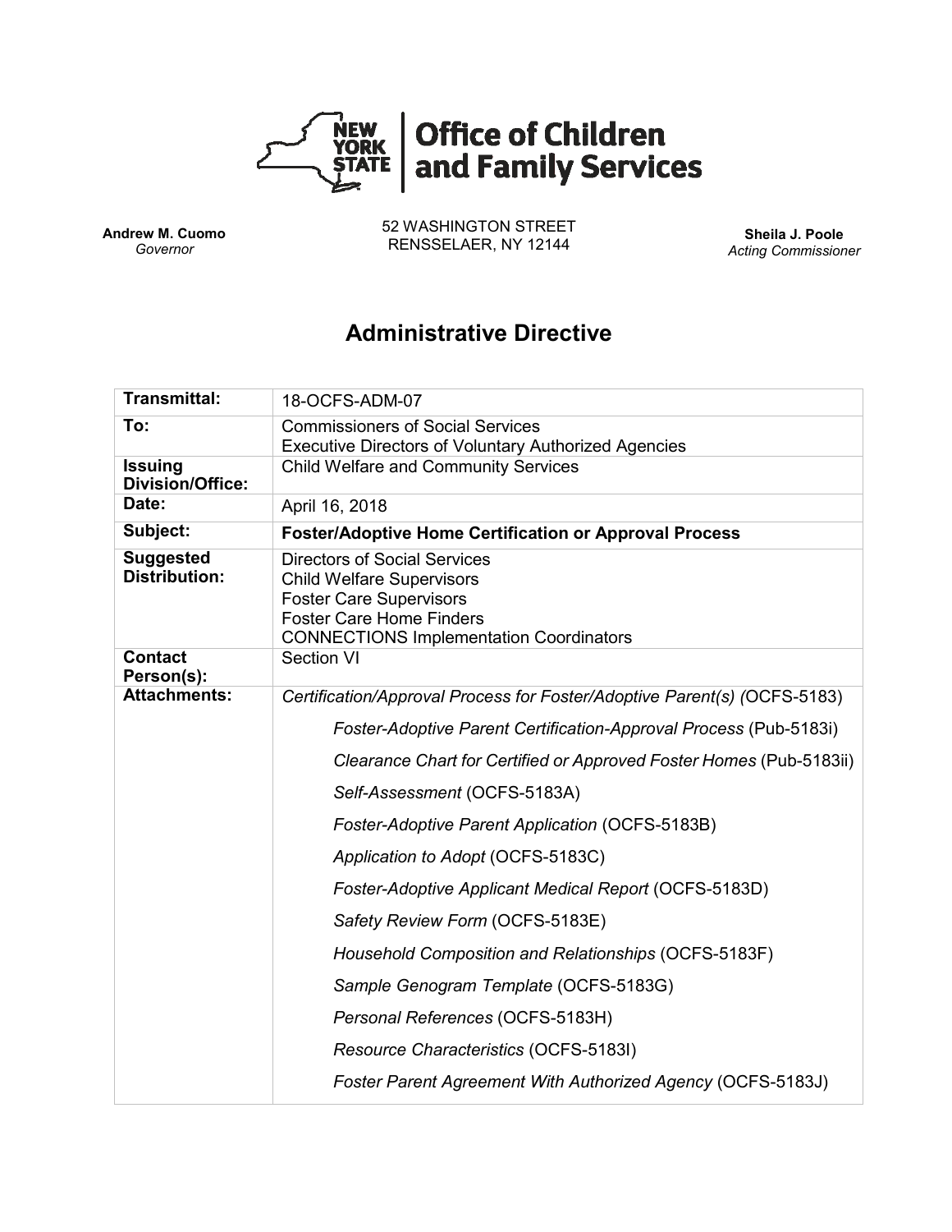# Office of Children and Family Services

**Andrew M. Cuomo**
*Governor*

52 WASHINGTON STREET
RENSSELAER, NY 12144

**Sheila J. Poole**
*Acting Commissioner*

## Administrative Directive

| **Transmittal:** | 18-OCFS-ADM-07 |
|---|---|
| **To:** | Commissioners of Social Services<br>Executive Directors of Voluntary Authorized Agencies |
| **Issuing Division/Office:** | Child Welfare and Community Services |
| **Date:** | April 16, 2018 |
| **Subject:** | **Foster/Adoptive Home Certification or Approval Process** |
| **Suggested Distribution:** | Directors of Social Services<br>Child Welfare Supervisors<br>Foster Care Supervisors<br>Foster Care Home Finders<br>CONNECTIONS Implementation Coordinators |
| **Contact Person(s):** | Section VI |
| **Attachments:** | *Certification/Approval Process for Foster/Adoptive Parent(s) (*OCFS-5183)<br>*Foster-Adoptive Parent Certification-Approval Process* (Pub-5183i)<br>*Clearance Chart for Certified or Approved Foster Homes* (Pub-5183ii)<br>*Self-Assessment* (OCFS-5183A)<br>*Foster-Adoptive Parent Application* (OCFS-5183B)<br>*Application to Adopt* (OCFS-5183C)<br>*Foster-Adoptive Applicant Medical Report* (OCFS-5183D)<br>*Safety Review Form* (OCFS-5183E)<br>*Household Composition and Relationships* (OCFS-5183F)<br>*Sample Genogram Template* (OCFS-5183G)<br>*Personal References* (OCFS-5183H)<br>*Resource Characteristics* (OCFS-5183I)<br>*Foster Parent Agreement With Authorized Agency* (OCFS-5183J) |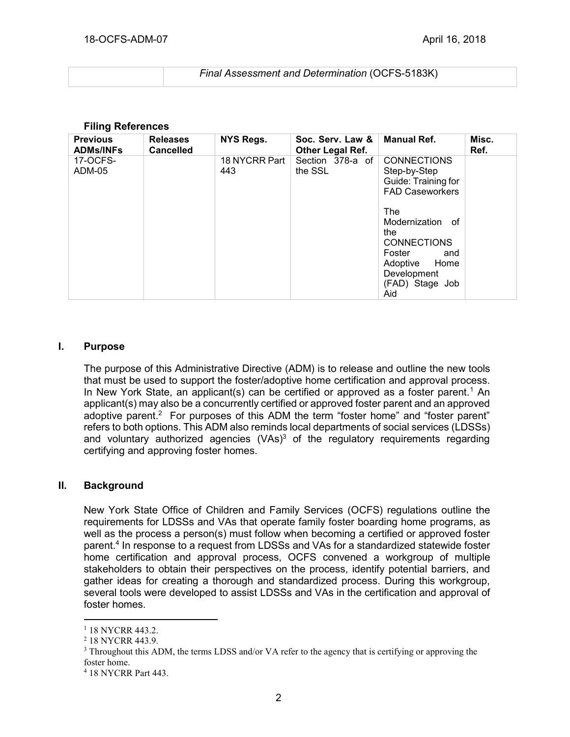| | *Final Assessment and Determination* (OCFS-5183K) |
|---|---|

**Filing References**

| Previous ADMs/INFs | Releases Cancelled | NYS Regs. | Soc. Serv. Law & Other Legal Ref. | Manual Ref. | Misc. Ref. |
|---|---|---|---|---|---|
| 17-OCFS-ADM-05 | | 18 NYCRR Part 443 | Section 378-a of the SSL | CONNECTIONS Step-by-Step Guide: Training for FAD Caseworkers<br><br>The Modernization of the CONNECTIONS Foster and Adoptive Home Development (FAD) Stage Job Aid | |

## I. Purpose

The purpose of this Administrative Directive (ADM) is to release and outline the new tools that must be used to support the foster/adoptive home certification and approval process. In New York State, an applicant(s) can be certified or approved as a foster parent.[1] An applicant(s) may also be a concurrently certified or approved foster parent and an approved adoptive parent.[2] For purposes of this ADM the term "foster home" and "foster parent" refers to both options. This ADM also reminds local departments of social services (LDSSs) and voluntary authorized agencies (VAs)[3] of the regulatory requirements regarding certifying and approving foster homes.

## II. Background

New York State Office of Children and Family Services (OCFS) regulations outline the requirements for LDSSs and VAs that operate family foster boarding home programs, as well as the process a person(s) must follow when becoming a certified or approved foster parent.[4] In response to a request from LDSSs and VAs for a standardized statewide foster home certification and approval process, OCFS convened a workgroup of multiple stakeholders to obtain their perspectives on the process, identify potential barriers, and gather ideas for creating a thorough and standardized process. During this workgroup, several tools were developed to assist LDSSs and VAs in the certification and approval of foster homes.

---

[1] 18 NYCRR 443.2.

[2] 18 NYCRR 443.9.

[3] Throughout this ADM, the terms LDSS and/or VA refer to the agency that is certifying or approving the foster home.

[4] 18 NYCRR Part 443.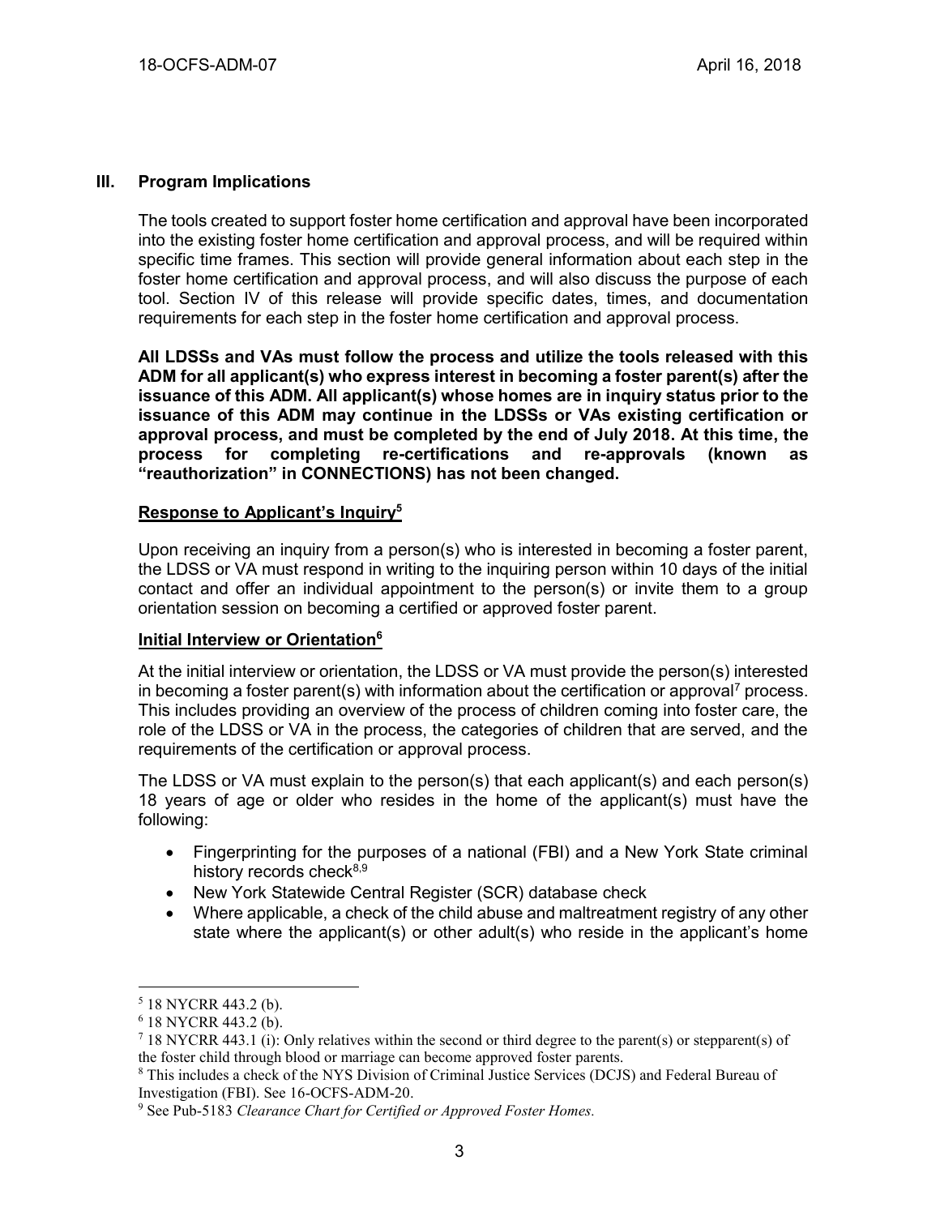## III. Program Implications

The tools created to support foster home certification and approval have been incorporated into the existing foster home certification and approval process, and will be required within specific time frames. This section will provide general information about each step in the foster home certification and approval process, and will also discuss the purpose of each tool. Section IV of this release will provide specific dates, times, and documentation requirements for each step in the foster home certification and approval process.

**All LDSSs and VAs must follow the process and utilize the tools released with this ADM for all applicant(s) who express interest in becoming a foster parent(s) after the issuance of this ADM. All applicant(s) whose homes are in inquiry status prior to the issuance of this ADM may continue in the LDSSs or VAs existing certification or approval process, and must be completed by the end of July 2018. At this time, the process for completing re-certifications and re-approvals (known as "reauthorization" in CONNECTIONS) has not been changed.**

### Response to Applicant's Inquiry[5]

Upon receiving an inquiry from a person(s) who is interested in becoming a foster parent, the LDSS or VA must respond in writing to the inquiring person within 10 days of the initial contact and offer an individual appointment to the person(s) or invite them to a group orientation session on becoming a certified or approved foster parent.

### Initial Interview or Orientation[6]

At the initial interview or orientation, the LDSS or VA must provide the person(s) interested in becoming a foster parent(s) with information about the certification or approval[7] process. This includes providing an overview of the process of children coming into foster care, the role of the LDSS or VA in the process, the categories of children that are served, and the requirements of the certification or approval process.

The LDSS or VA must explain to the person(s) that each applicant(s) and each person(s) 18 years of age or older who resides in the home of the applicant(s) must have the following:

- Fingerprinting for the purposes of a national (FBI) and a New York State criminal history records check[8,9]
- New York Statewide Central Register (SCR) database check
- Where applicable, a check of the child abuse and maltreatment registry of any other state where the applicant(s) or other adult(s) who reside in the applicant's home

---

[5] 18 NYCRR 443.2 (b).

[6] 18 NYCRR 443.2 (b).

[7] 18 NYCRR 443.1 (i): Only relatives within the second or third degree to the parent(s) or stepparent(s) of the foster child through blood or marriage can become approved foster parents.

[8] This includes a check of the NYS Division of Criminal Justice Services (DCJS) and Federal Bureau of Investigation (FBI). See 16-OCFS-ADM-20.

[9] See Pub-5183 *Clearance Chart for Certified or Approved Foster Homes.*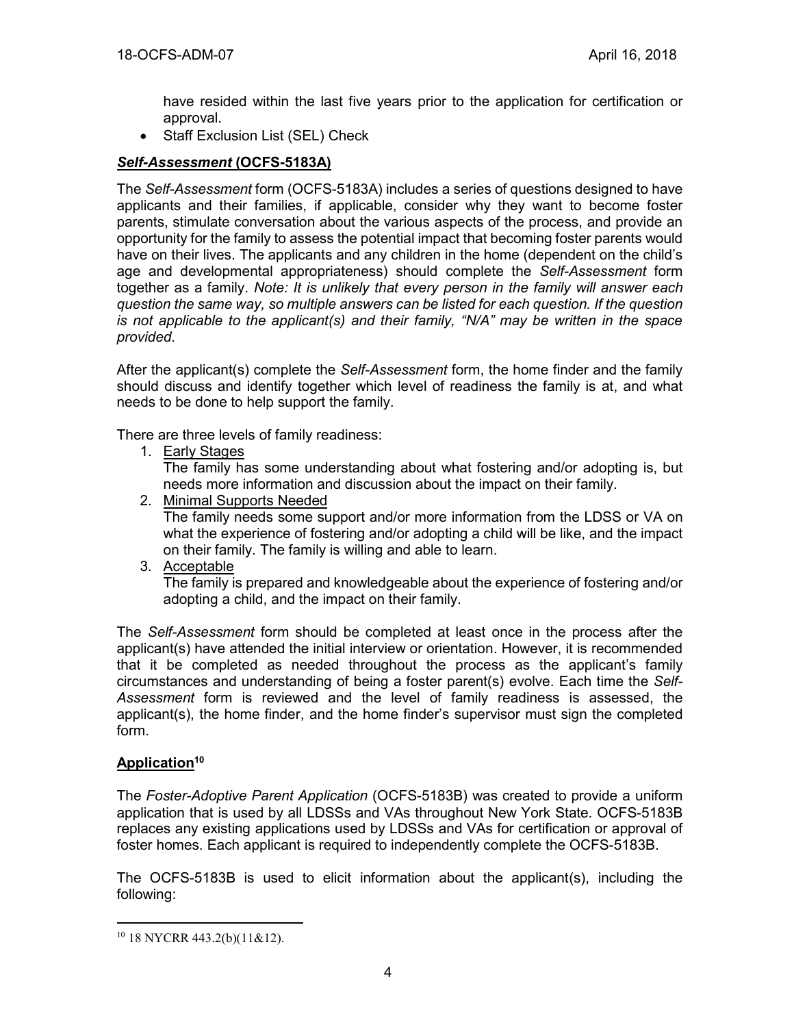have resided within the last five years prior to the application for certification or approval.

- Staff Exclusion List (SEL) Check

### ***Self-Assessment* (OCFS-5183A)**

The *Self-Assessment* form (OCFS-5183A) includes a series of questions designed to have applicants and their families, if applicable, consider why they want to become foster parents, stimulate conversation about the various aspects of the process, and provide an opportunity for the family to assess the potential impact that becoming foster parents would have on their lives. The applicants and any children in the home (dependent on the child's age and developmental appropriateness) should complete the *Self-Assessment* form together as a family. *Note: It is unlikely that every person in the family will answer each question the same way, so multiple answers can be listed for each question. If the question is not applicable to the applicant(s) and their family, "N/A" may be written in the space provided.*

After the applicant(s) complete the *Self-Assessment* form, the home finder and the family should discuss and identify together which level of readiness the family is at, and what needs to be done to help support the family.

There are three levels of family readiness:

1. Early Stages
   The family has some understanding about what fostering and/or adopting is, but needs more information and discussion about the impact on their family.
2. Minimal Supports Needed
   The family needs some support and/or more information from the LDSS or VA on what the experience of fostering and/or adopting a child will be like, and the impact on their family. The family is willing and able to learn.
3. Acceptable
   The family is prepared and knowledgeable about the experience of fostering and/or adopting a child, and the impact on their family.

The *Self-Assessment* form should be completed at least once in the process after the applicant(s) have attended the initial interview or orientation. However, it is recommended that it be completed as needed throughout the process as the applicant's family circumstances and understanding of being a foster parent(s) evolve. Each time the *Self-Assessment* form is reviewed and the level of family readiness is assessed, the applicant(s), the home finder, and the home finder's supervisor must sign the completed form.

### **Application[10]**

The *Foster-Adoptive Parent Application* (OCFS-5183B) was created to provide a uniform application that is used by all LDSSs and VAs throughout New York State. OCFS-5183B replaces any existing applications used by LDSSs and VAs for certification or approval of foster homes. Each applicant is required to independently complete the OCFS-5183B.

The OCFS-5183B is used to elicit information about the applicant(s), including the following:

---

[10] 18 NYCRR 443.2(b)(11&12).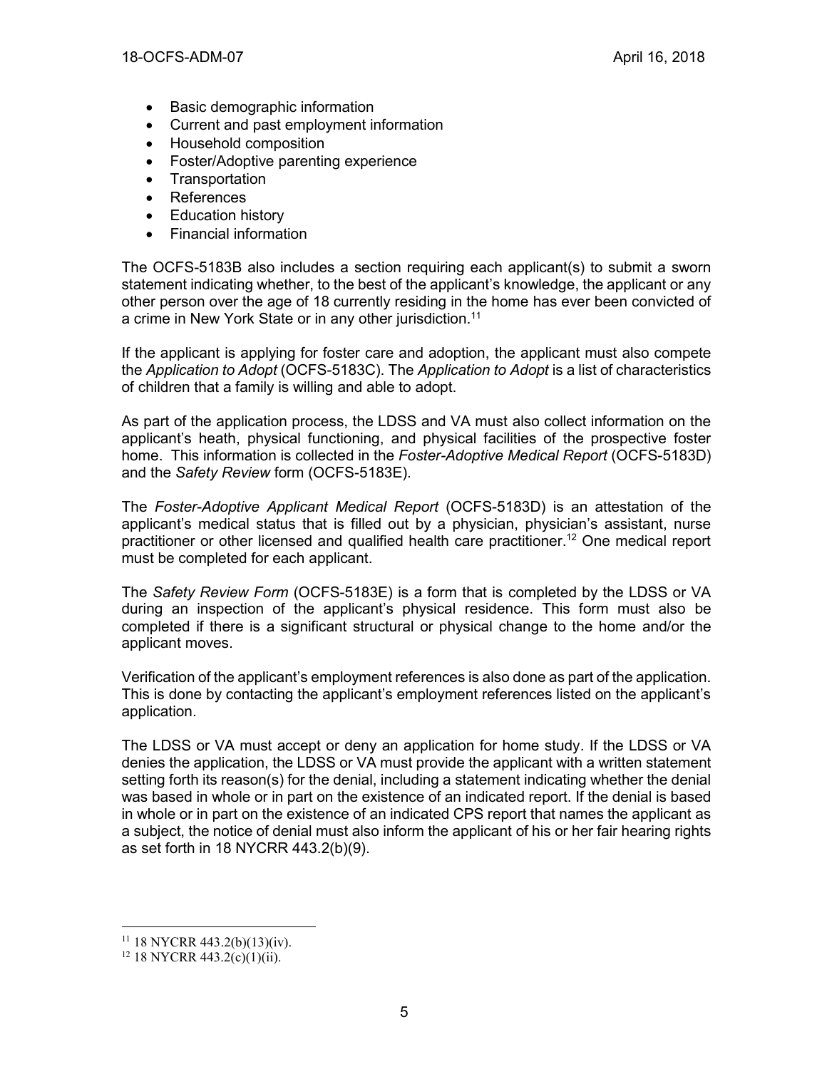- Basic demographic information
- Current and past employment information
- Household composition
- Foster/Adoptive parenting experience
- Transportation
- References
- Education history
- Financial information

The OCFS-5183B also includes a section requiring each applicant(s) to submit a sworn statement indicating whether, to the best of the applicant's knowledge, the applicant or any other person over the age of 18 currently residing in the home has ever been convicted of a crime in New York State or in any other jurisdiction.[11]

If the applicant is applying for foster care and adoption, the applicant must also compete the *Application to Adopt* (OCFS-5183C). The *Application to Adopt* is a list of characteristics of children that a family is willing and able to adopt.

As part of the application process, the LDSS and VA must also collect information on the applicant's heath, physical functioning, and physical facilities of the prospective foster home. This information is collected in the *Foster-Adoptive Medical Report* (OCFS-5183D) and the *Safety Review* form (OCFS-5183E).

The *Foster-Adoptive Applicant Medical Report* (OCFS-5183D) is an attestation of the applicant's medical status that is filled out by a physician, physician's assistant, nurse practitioner or other licensed and qualified health care practitioner.[12] One medical report must be completed for each applicant.

The *Safety Review Form* (OCFS-5183E) is a form that is completed by the LDSS or VA during an inspection of the applicant's physical residence. This form must also be completed if there is a significant structural or physical change to the home and/or the applicant moves.

Verification of the applicant's employment references is also done as part of the application. This is done by contacting the applicant's employment references listed on the applicant's application.

The LDSS or VA must accept or deny an application for home study. If the LDSS or VA denies the application, the LDSS or VA must provide the applicant with a written statement setting forth its reason(s) for the denial, including a statement indicating whether the denial was based in whole or in part on the existence of an indicated report. If the denial is based in whole or in part on the existence of an indicated CPS report that names the applicant as a subject, the notice of denial must also inform the applicant of his or her fair hearing rights as set forth in 18 NYCRR 443.2(b)(9).

---

[11] 18 NYCRR 443.2(b)(13)(iv).

[12] 18 NYCRR 443.2(c)(1)(ii).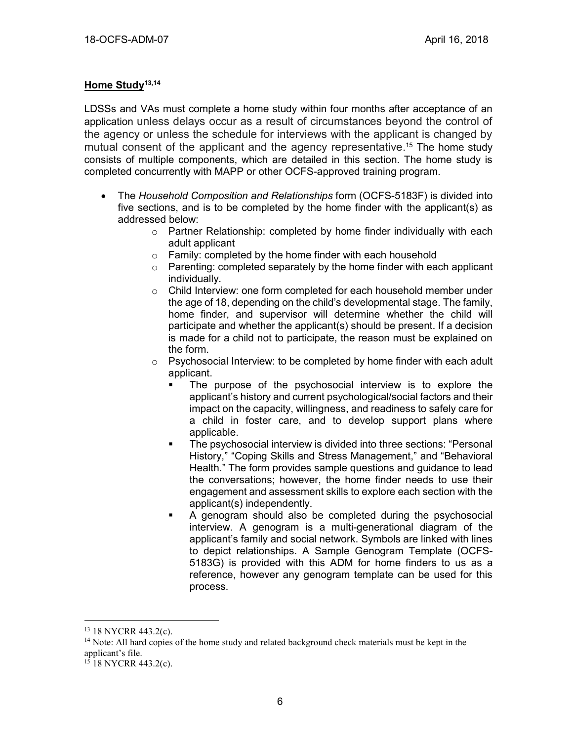**Home Study[13,14]**

LDSSs and VAs must complete a home study within four months after acceptance of an application unless delays occur as a result of circumstances beyond the control of the agency or unless the schedule for interviews with the applicant is changed by mutual consent of the applicant and the agency representative.[15] The home study consists of multiple components, which are detailed in this section. The home study is completed concurrently with MAPP or other OCFS-approved training program.

- The *Household Composition and Relationships* form (OCFS-5183F) is divided into five sections, and is to be completed by the home finder with the applicant(s) as addressed below:
  - Partner Relationship: completed by home finder individually with each adult applicant
  - Family: completed by the home finder with each household
  - Parenting: completed separately by the home finder with each applicant individually.
  - Child Interview: one form completed for each household member under the age of 18, depending on the child's developmental stage. The family, home finder, and supervisor will determine whether the child will participate and whether the applicant(s) should be present. If a decision is made for a child not to participate, the reason must be explained on the form.
  - Psychosocial Interview: to be completed by home finder with each adult applicant.
    - The purpose of the psychosocial interview is to explore the applicant's history and current psychological/social factors and their impact on the capacity, willingness, and readiness to safely care for a child in foster care, and to develop support plans where applicable.
    - The psychosocial interview is divided into three sections: "Personal History," "Coping Skills and Stress Management," and "Behavioral Health." The form provides sample questions and guidance to lead the conversations; however, the home finder needs to use their engagement and assessment skills to explore each section with the applicant(s) independently.
    - A genogram should also be completed during the psychosocial interview. A genogram is a multi-generational diagram of the applicant's family and social network. Symbols are linked with lines to depict relationships. A Sample Genogram Template (OCFS-5183G) is provided with this ADM for home finders to us as a reference, however any genogram template can be used for this process.

---

[13] 18 NYCRR 443.2(c).

[14] Note: All hard copies of the home study and related background check materials must be kept in the applicant's file.

[15] 18 NYCRR 443.2(c).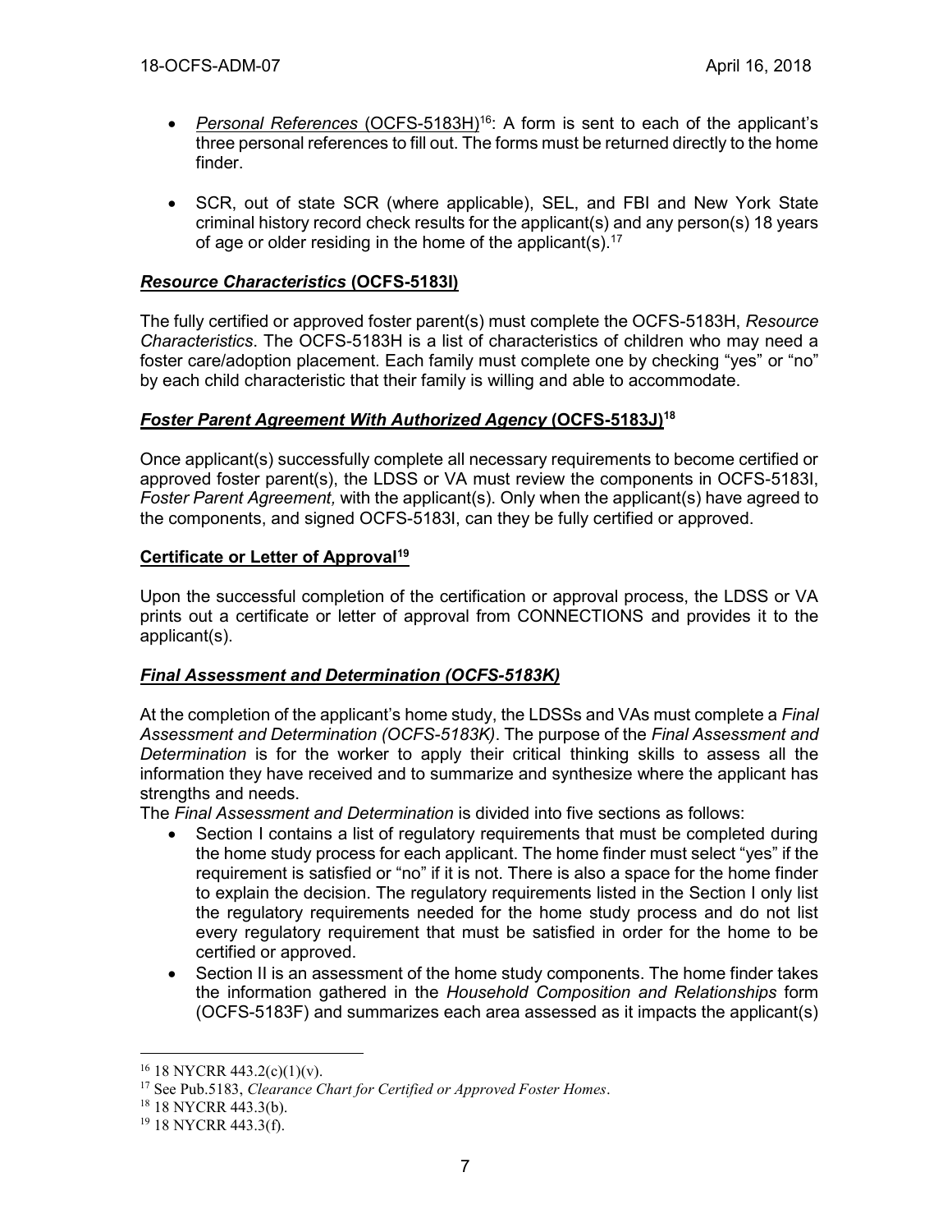- *Personal References* (OCFS-5183H)[16]: A form is sent to each of the applicant's three personal references to fill out. The forms must be returned directly to the home finder.

- SCR, out of state SCR (where applicable), SEL, and FBI and New York State criminal history record check results for the applicant(s) and any person(s) 18 years of age or older residing in the home of the applicant(s).[17]

### ***Resource Characteristics* (OCFS-5183I)**

The fully certified or approved foster parent(s) must complete the OCFS-5183H, *Resource Characteristics*. The OCFS-5183H is a list of characteristics of children who may need a foster care/adoption placement. Each family must complete one by checking "yes" or "no" by each child characteristic that their family is willing and able to accommodate.

### ***Foster Parent Agreement With Authorized Agency* (OCFS-5183J)[18]**

Once applicant(s) successfully complete all necessary requirements to become certified or approved foster parent(s), the LDSS or VA must review the components in OCFS-5183I, *Foster Parent Agreement,* with the applicant(s). Only when the applicant(s) have agreed to the components, and signed OCFS-5183I, can they be fully certified or approved.

### **Certificate or Letter of Approval[19]**

Upon the successful completion of the certification or approval process, the LDSS or VA prints out a certificate or letter of approval from CONNECTIONS and provides it to the applicant(s).

### ***Final Assessment and Determination (OCFS-5183K)***

At the completion of the applicant's home study, the LDSSs and VAs must complete a *Final Assessment and Determination (OCFS-5183K)*. The purpose of the *Final Assessment and Determination* is for the worker to apply their critical thinking skills to assess all the information they have received and to summarize and synthesize where the applicant has strengths and needs.

The *Final Assessment and Determination* is divided into five sections as follows:

- Section I contains a list of regulatory requirements that must be completed during the home study process for each applicant. The home finder must select "yes" if the requirement is satisfied or "no" if it is not. There is also a space for the home finder to explain the decision. The regulatory requirements listed in the Section I only list the regulatory requirements needed for the home study process and do not list every regulatory requirement that must be satisfied in order for the home to be certified or approved.
- Section II is an assessment of the home study components. The home finder takes the information gathered in the *Household Composition and Relationships* form (OCFS-5183F) and summarizes each area assessed as it impacts the applicant(s)

---

[16] 18 NYCRR 443.2(c)(1)(v).

[17] See Pub.5183, *Clearance Chart for Certified or Approved Foster Homes*.

[18] 18 NYCRR 443.3(b).

[19] 18 NYCRR 443.3(f).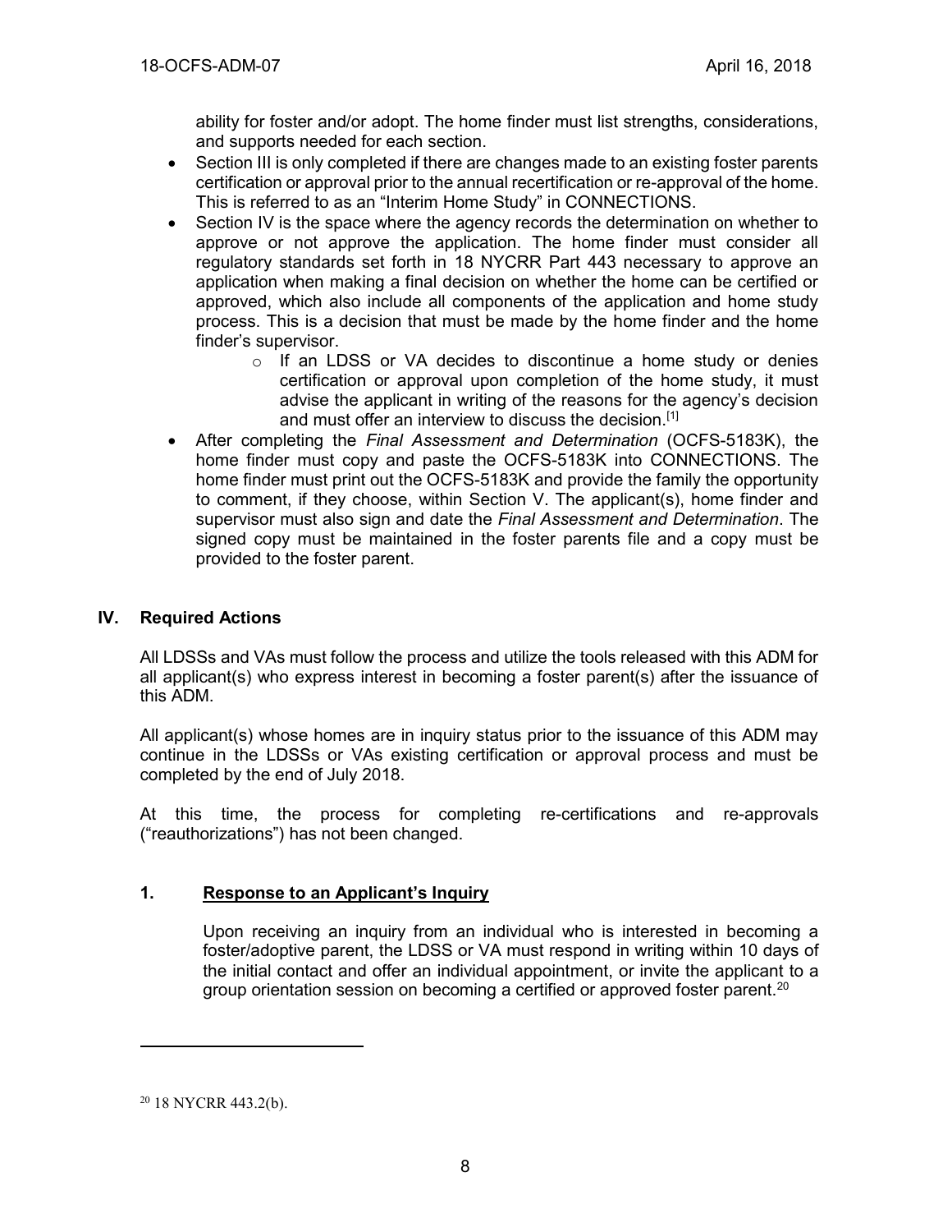ability for foster and/or adopt. The home finder must list strengths, considerations, and supports needed for each section.

- Section III is only completed if there are changes made to an existing foster parents certification or approval prior to the annual recertification or re-approval of the home. This is referred to as an "Interim Home Study" in CONNECTIONS.
- Section IV is the space where the agency records the determination on whether to approve or not approve the application. The home finder must consider all regulatory standards set forth in 18 NYCRR Part 443 necessary to approve an application when making a final decision on whether the home can be certified or approved, which also include all components of the application and home study process. This is a decision that must be made by the home finder and the home finder's supervisor.
  - If an LDSS or VA decides to discontinue a home study or denies certification or approval upon completion of the home study, it must advise the applicant in writing of the reasons for the agency's decision and must offer an interview to discuss the decision.[1]
- After completing the *Final Assessment and Determination* (OCFS-5183K), the home finder must copy and paste the OCFS-5183K into CONNECTIONS. The home finder must print out the OCFS-5183K and provide the family the opportunity to comment, if they choose, within Section V. The applicant(s), home finder and supervisor must also sign and date the *Final Assessment and Determination*. The signed copy must be maintained in the foster parents file and a copy must be provided to the foster parent.

## IV. Required Actions

All LDSSs and VAs must follow the process and utilize the tools released with this ADM for all applicant(s) who express interest in becoming a foster parent(s) after the issuance of this ADM.

All applicant(s) whose homes are in inquiry status prior to the issuance of this ADM may continue in the LDSSs or VAs existing certification or approval process and must be completed by the end of July 2018.

At this time, the process for completing re-certifications and re-approvals ("reauthorizations") has not been changed.

### 1. Response to an Applicant's Inquiry

Upon receiving an inquiry from an individual who is interested in becoming a foster/adoptive parent, the LDSS or VA must respond in writing within 10 days of the initial contact and offer an individual appointment, or invite the applicant to a group orientation session on becoming a certified or approved foster parent.[20]

---

[20] 18 NYCRR 443.2(b).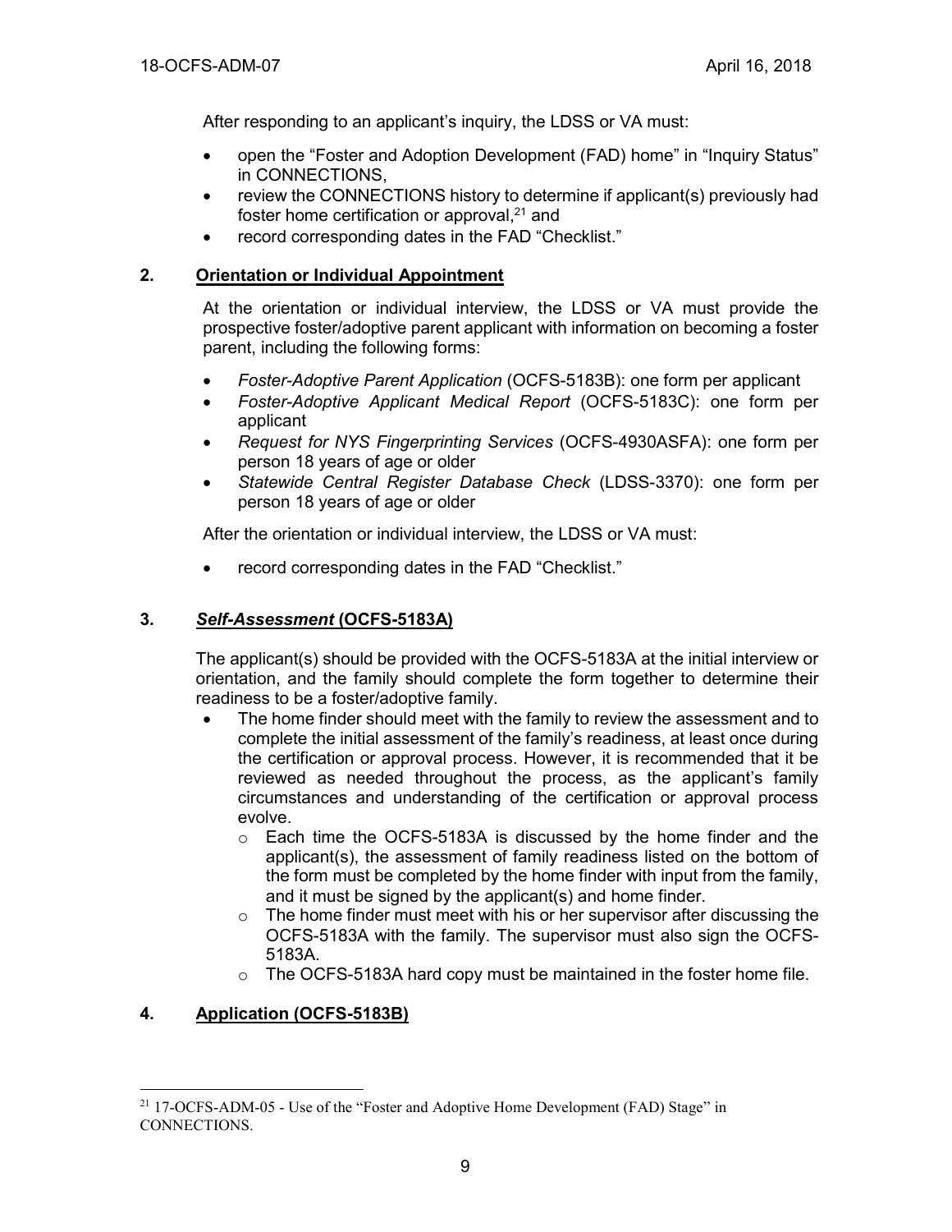After responding to an applicant's inquiry, the LDSS or VA must:

- open the "Foster and Adoption Development (FAD) home" in "Inquiry Status" in CONNECTIONS,
- review the CONNECTIONS history to determine if applicant(s) previously had foster home certification or approval,[21] and
- record corresponding dates in the FAD "Checklist."

## 2. Orientation or Individual Appointment

At the orientation or individual interview, the LDSS or VA must provide the prospective foster/adoptive parent applicant with information on becoming a foster parent, including the following forms:

- *Foster-Adoptive Parent Application* (OCFS-5183B): one form per applicant
- *Foster-Adoptive Applicant Medical Report* (OCFS-5183C): one form per applicant
- *Request for NYS Fingerprinting Services* (OCFS-4930ASFA): one form per person 18 years of age or older
- *Statewide Central Register Database Check* (LDSS-3370): one form per person 18 years of age or older

After the orientation or individual interview, the LDSS or VA must:

- record corresponding dates in the FAD "Checklist."

## 3. *Self-Assessment* (OCFS-5183A)

The applicant(s) should be provided with the OCFS-5183A at the initial interview or orientation, and the family should complete the form together to determine their readiness to be a foster/adoptive family.

- The home finder should meet with the family to review the assessment and to complete the initial assessment of the family's readiness, at least once during the certification or approval process. However, it is recommended that it be reviewed as needed throughout the process, as the applicant's family circumstances and understanding of the certification or approval process evolve.
  - Each time the OCFS-5183A is discussed by the home finder and the applicant(s), the assessment of family readiness listed on the bottom of the form must be completed by the home finder with input from the family, and it must be signed by the applicant(s) and home finder.
  - The home finder must meet with his or her supervisor after discussing the OCFS-5183A with the family. The supervisor must also sign the OCFS-5183A.
  - The OCFS-5183A hard copy must be maintained in the foster home file.

## 4. Application (OCFS-5183B)

---

[21] 17-OCFS-ADM-05 - Use of the "Foster and Adoptive Home Development (FAD) Stage" in CONNECTIONS.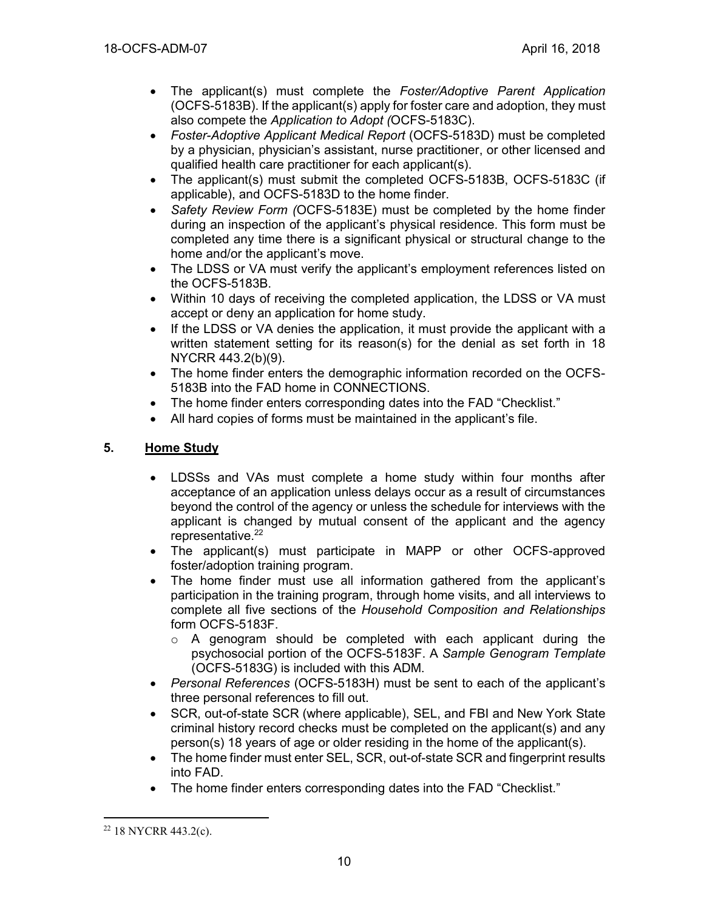- The applicant(s) must complete the *Foster/Adoptive Parent Application* (OCFS-5183B). If the applicant(s) apply for foster care and adoption, they must also compete the *Application to Adopt (*OCFS-5183C).
- *Foster-Adoptive Applicant Medical Report* (OCFS-5183D) must be completed by a physician, physician's assistant, nurse practitioner, or other licensed and qualified health care practitioner for each applicant(s).
- The applicant(s) must submit the completed OCFS-5183B, OCFS-5183C (if applicable), and OCFS-5183D to the home finder.
- *Safety Review Form (*OCFS-5183E) must be completed by the home finder during an inspection of the applicant's physical residence. This form must be completed any time there is a significant physical or structural change to the home and/or the applicant's move.
- The LDSS or VA must verify the applicant's employment references listed on the OCFS-5183B.
- Within 10 days of receiving the completed application, the LDSS or VA must accept or deny an application for home study.
- If the LDSS or VA denies the application, it must provide the applicant with a written statement setting for its reason(s) for the denial as set forth in 18 NYCRR 443.2(b)(9).
- The home finder enters the demographic information recorded on the OCFS-5183B into the FAD home in CONNECTIONS.
- The home finder enters corresponding dates into the FAD "Checklist."
- All hard copies of forms must be maintained in the applicant's file.

## 5. <u>Home Study</u>

- LDSSs and VAs must complete a home study within four months after acceptance of an application unless delays occur as a result of circumstances beyond the control of the agency or unless the schedule for interviews with the applicant is changed by mutual consent of the applicant and the agency representative.[22]
- The applicant(s) must participate in MAPP or other OCFS-approved foster/adoption training program.
- The home finder must use all information gathered from the applicant's participation in the training program, through home visits, and all interviews to complete all five sections of the *Household Composition and Relationships* form OCFS-5183F.
    - A genogram should be completed with each applicant during the psychosocial portion of the OCFS-5183F. A *Sample Genogram Template* (OCFS-5183G) is included with this ADM.
- *Personal References* (OCFS-5183H) must be sent to each of the applicant's three personal references to fill out.
- SCR, out-of-state SCR (where applicable), SEL, and FBI and New York State criminal history record checks must be completed on the applicant(s) and any person(s) 18 years of age or older residing in the home of the applicant(s).
- The home finder must enter SEL, SCR, out-of-state SCR and fingerprint results into FAD.
- The home finder enters corresponding dates into the FAD "Checklist."

---

[22] 18 NYCRR 443.2(c).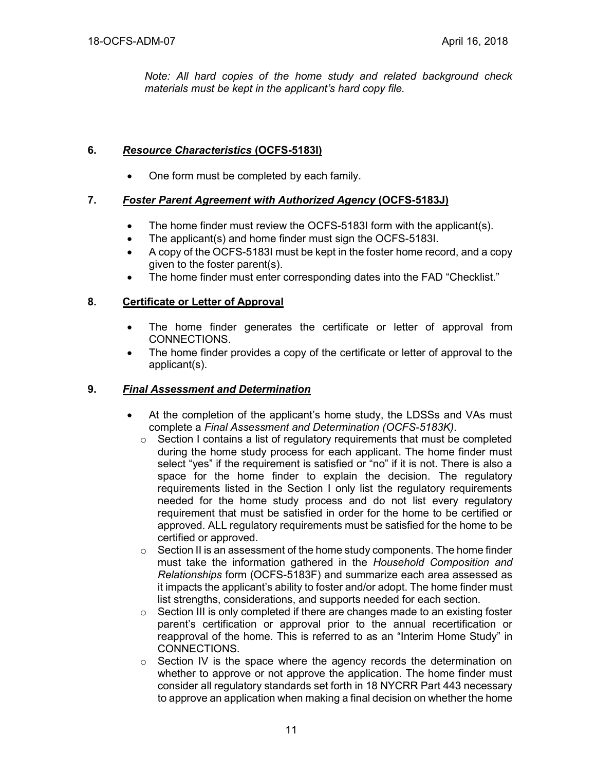*Note: All hard copies of the home study and related background check materials must be kept in the applicant's hard copy file.*

### 6. ***Resource Characteristics*** **(OCFS-5183I)**

- One form must be completed by each family.

### 7. ***Foster Parent Agreement with Authorized Agency*** **(OCFS-5183J)**

- The home finder must review the OCFS-5183I form with the applicant(s).
- The applicant(s) and home finder must sign the OCFS-5183I.
- A copy of the OCFS-5183I must be kept in the foster home record, and a copy given to the foster parent(s).
- The home finder must enter corresponding dates into the FAD "Checklist."

### 8. **Certificate or Letter of Approval**

- The home finder generates the certificate or letter of approval from CONNECTIONS.
- The home finder provides a copy of the certificate or letter of approval to the applicant(s).

### 9. ***Final Assessment and Determination***

- At the completion of the applicant's home study, the LDSSs and VAs must complete a *Final Assessment and Determination (OCFS-5183K)*.
  - Section I contains a list of regulatory requirements that must be completed during the home study process for each applicant. The home finder must select "yes" if the requirement is satisfied or "no" if it is not. There is also a space for the home finder to explain the decision. The regulatory requirements listed in the Section I only list the regulatory requirements needed for the home study process and do not list every regulatory requirement that must be satisfied in order for the home to be certified or approved. ALL regulatory requirements must be satisfied for the home to be certified or approved.
  - Section II is an assessment of the home study components. The home finder must take the information gathered in the *Household Composition and Relationships* form (OCFS-5183F) and summarize each area assessed as it impacts the applicant's ability to foster and/or adopt. The home finder must list strengths, considerations, and supports needed for each section.
  - Section III is only completed if there are changes made to an existing foster parent's certification or approval prior to the annual recertification or reapproval of the home. This is referred to as an "Interim Home Study" in CONNECTIONS.
  - Section IV is the space where the agency records the determination on whether to approve or not approve the application. The home finder must consider all regulatory standards set forth in 18 NYCRR Part 443 necessary to approve an application when making a final decision on whether the home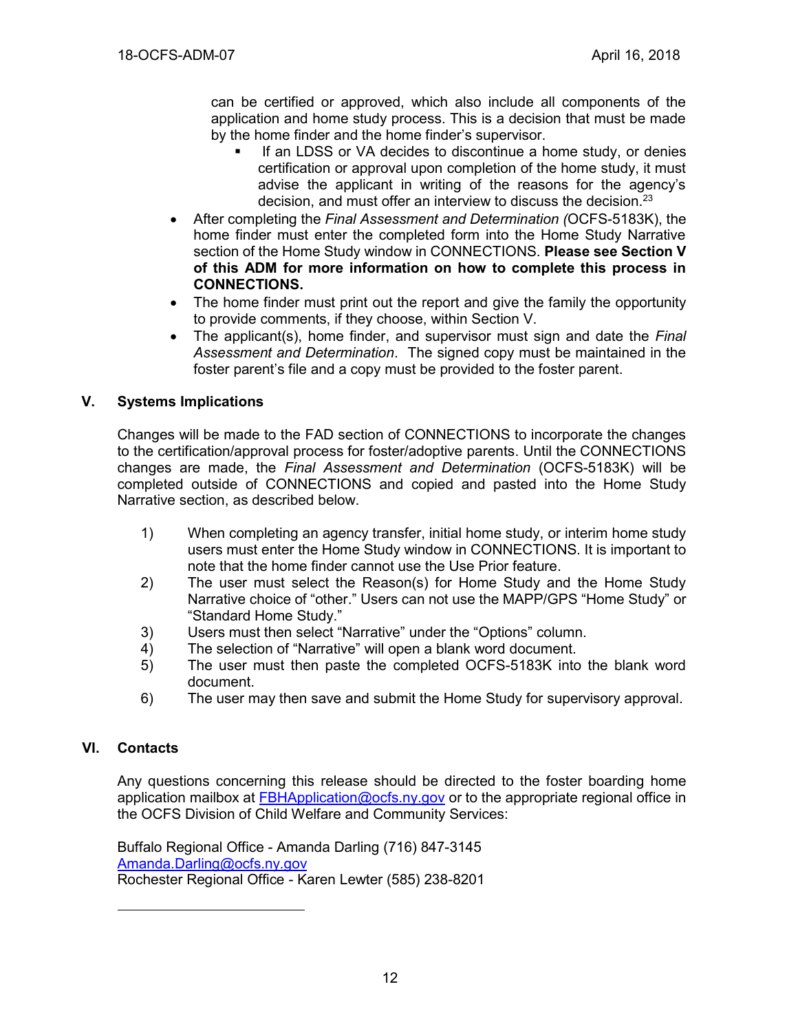can be certified or approved, which also include all components of the application and home study process. This is a decision that must be made by the home finder and the home finder's supervisor.

  - If an LDSS or VA decides to discontinue a home study, or denies certification or approval upon completion of the home study, it must advise the applicant in writing of the reasons for the agency's decision, and must offer an interview to discuss the decision.[23]

- After completing the *Final Assessment and Determination (*OCFS-5183K), the home finder must enter the completed form into the Home Study Narrative section of the Home Study window in CONNECTIONS. **Please see Section V of this ADM for more information on how to complete this process in CONNECTIONS.**
- The home finder must print out the report and give the family the opportunity to provide comments, if they choose, within Section V.
- The applicant(s), home finder, and supervisor must sign and date the *Final Assessment and Determination*. The signed copy must be maintained in the foster parent's file and a copy must be provided to the foster parent.

## V. Systems Implications

Changes will be made to the FAD section of CONNECTIONS to incorporate the changes to the certification/approval process for foster/adoptive parents. Until the CONNECTIONS changes are made, the *Final Assessment and Determination* (OCFS-5183K) will be completed outside of CONNECTIONS and copied and pasted into the Home Study Narrative section, as described below.

1) When completing an agency transfer, initial home study, or interim home study users must enter the Home Study window in CONNECTIONS. It is important to note that the home finder cannot use the Use Prior feature.
2) The user must select the Reason(s) for Home Study and the Home Study Narrative choice of "other." Users can not use the MAPP/GPS "Home Study" or "Standard Home Study."
3) Users must then select "Narrative" under the "Options" column.
4) The selection of "Narrative" will open a blank word document.
5) The user must then paste the completed OCFS-5183K into the blank word document.
6) The user may then save and submit the Home Study for supervisory approval.

## VI. Contacts

Any questions concerning this release should be directed to the foster boarding home application mailbox at FBHApplication@ocfs.ny.gov or to the appropriate regional office in the OCFS Division of Child Welfare and Community Services:

Buffalo Regional Office - Amanda Darling (716) 847-3145
Amanda.Darling@ocfs.ny.gov
Rochester Regional Office - Karen Lewter (585) 238-8201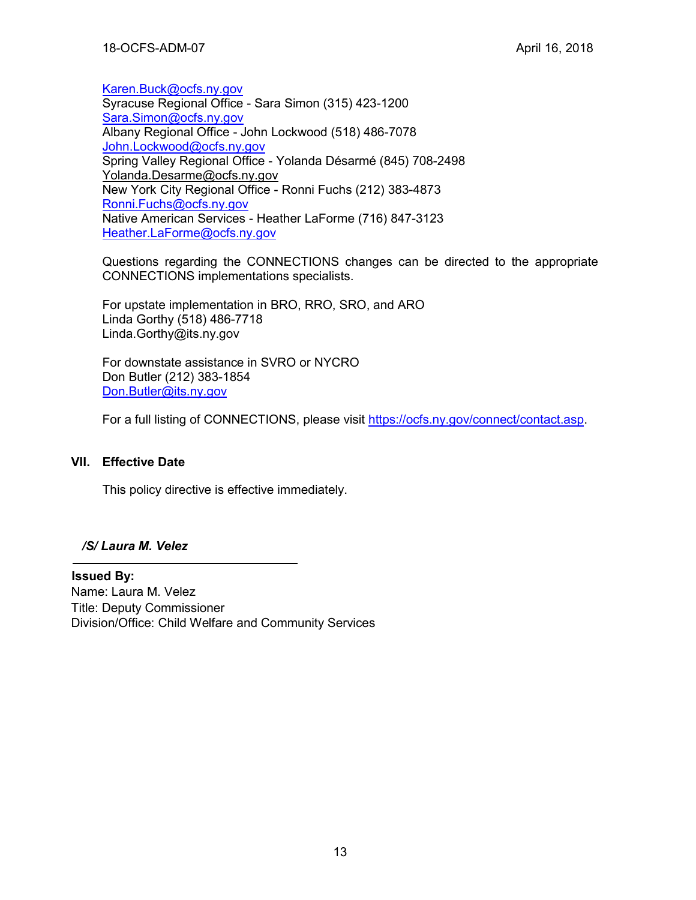Karen.Buck@ocfs.ny.gov
Syracuse Regional Office - Sara Simon (315) 423-1200
Sara.Simon@ocfs.ny.gov
Albany Regional Office - John Lockwood (518) 486-7078
John.Lockwood@ocfs.ny.gov
Spring Valley Regional Office - Yolanda Désarmé (845) 708-2498
Yolanda.Desarme@ocfs.ny.gov
New York City Regional Office - Ronni Fuchs (212) 383-4873
Ronni.Fuchs@ocfs.ny.gov
Native American Services - Heather LaForme (716) 847-3123
Heather.LaForme@ocfs.ny.gov

Questions regarding the CONNECTIONS changes can be directed to the appropriate CONNECTIONS implementations specialists.

For upstate implementation in BRO, RRO, SRO, and ARO
Linda Gorthy (518) 486-7718
Linda.Gorthy@its.ny.gov

For downstate assistance in SVRO or NYCRO
Don Butler (212) 383-1854
Don.Butler@its.ny.gov

For a full listing of CONNECTIONS, please visit https://ocfs.ny.gov/connect/contact.asp.

## VII. Effective Date

This policy directive is effective immediately.

*/S/ Laura M. Velez*

**Issued By:**
Name: Laura M. Velez
Title: Deputy Commissioner
Division/Office: Child Welfare and Community Services